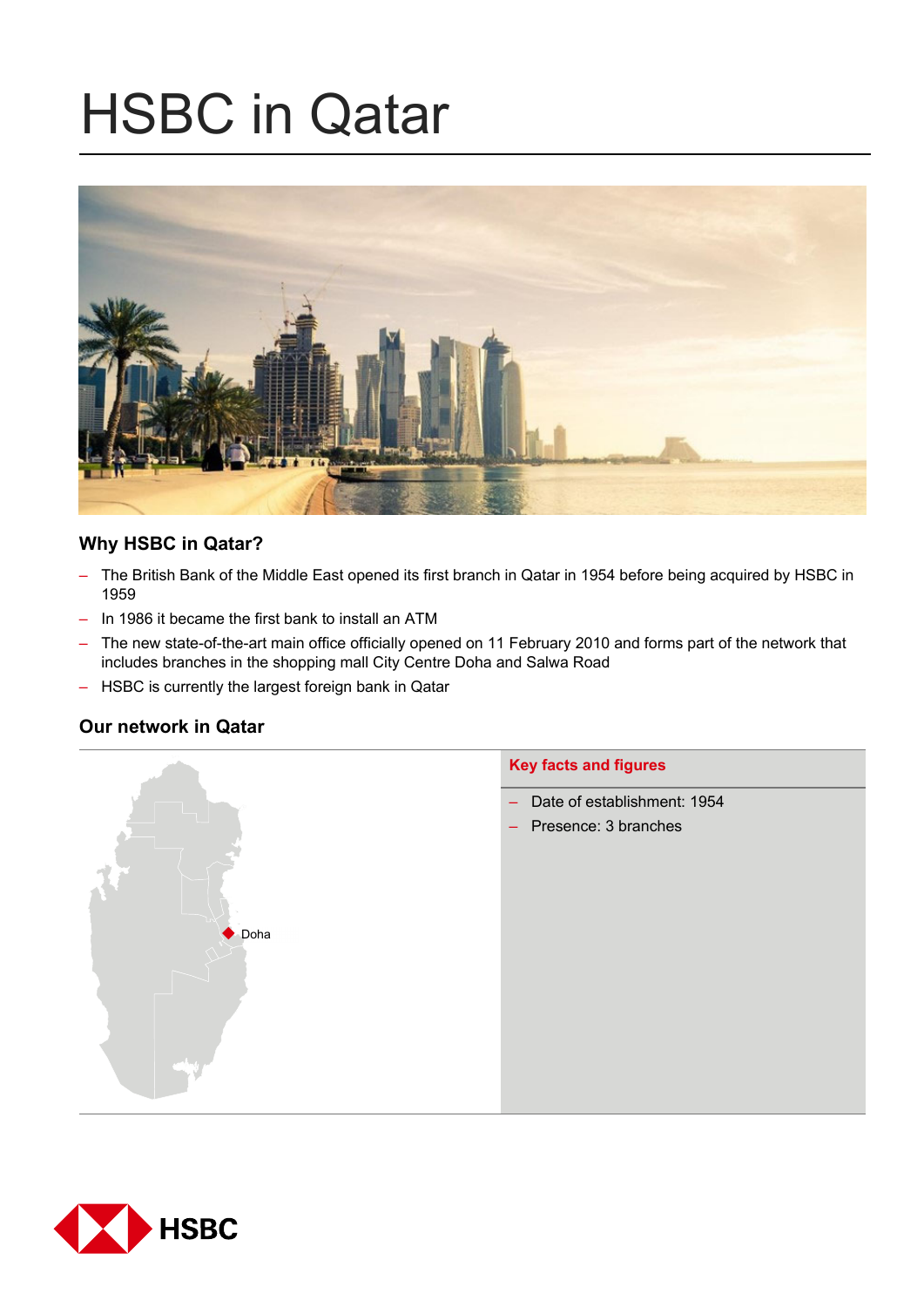# HSBC in Qatar

## Why HSBC in Qatar?

- The British Bank of the Middle East opened its first branch in Qatar in 1954 before being acquired by HSBC in 1959
- In 1986 it became the first bank to install an ATM
- The new state-of-the-art main office officially opened on 11 February 2010 and forms part of the network that includes branches in the shopping mall City Centre Doha and Salwa Road
- HSBC is currently the largest foreign bank in Qatar

## Our network in Qatar

Doha

### Key facts and figures

- Date of establishment: 1954
- Presence: 3 branches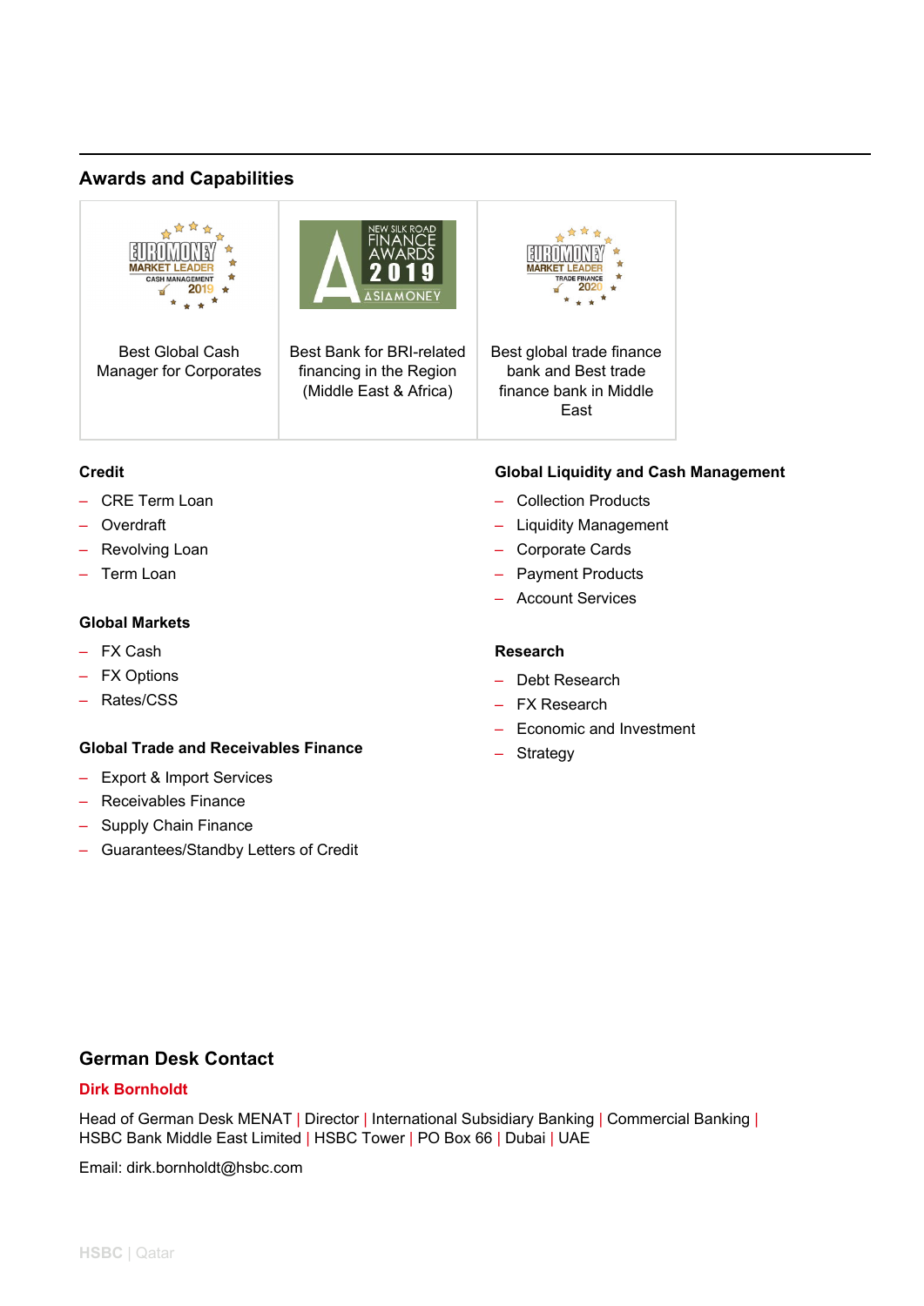## Awards and Capabilities

| | | |
|---|---|---|
| Best Global Cash Manager for Corporates | Best Bank for BRI-related financing in the Region (Middle East & Africa) | Best global trade finance bank and Best trade finance bank in Middle East |

### Credit

- CRE Term Loan
- Overdraft
- Revolving Loan
- Term Loan

### Global Markets

- FX Cash
- FX Options
- Rates/CSS

### Global Trade and Receivables Finance

- Export & Import Services
- Receivables Finance
- Supply Chain Finance
- Guarantees/Standby Letters of Credit

### Global Liquidity and Cash Management

- Collection Products
- Liquidity Management
- Corporate Cards
- Payment Products
- Account Services

### Research

- Debt Research
- FX Research
- Economic and Investment
- Strategy

## German Desk Contact

**Dirk Bornholdt**

Head of German Desk MENAT | Director | International Subsidiary Banking | Commercial Banking | HSBC Bank Middle East Limited | HSBC Tower | PO Box 66 | Dubai | UAE

Email: dirk.bornholdt@hsbc.com